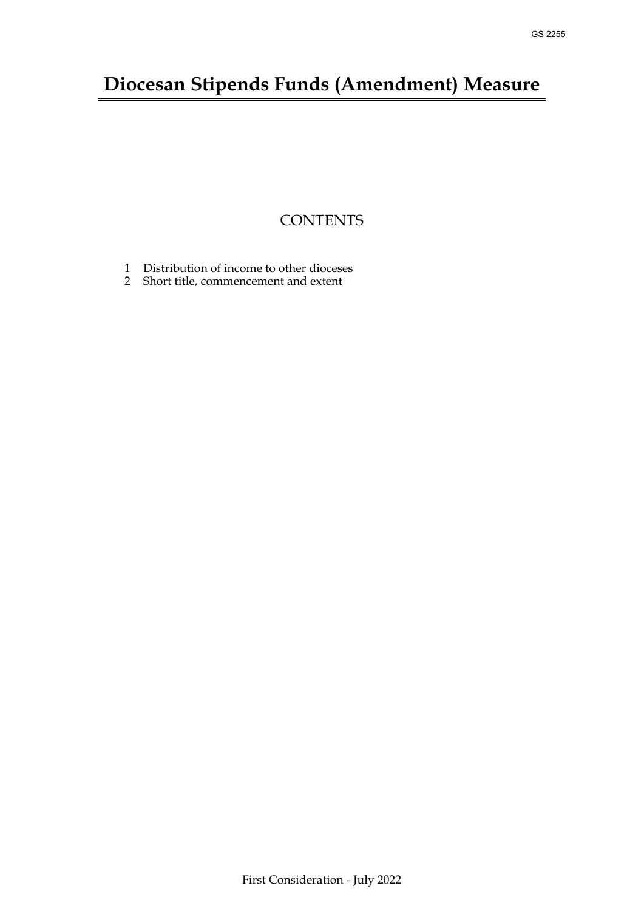GS 2255

# Diocesan Stipends Funds (Amendment) Measure

## CONTENTS

1 Distribution of income to other dioceses
2 Short title, commencement and extent

First Consideration - July 2022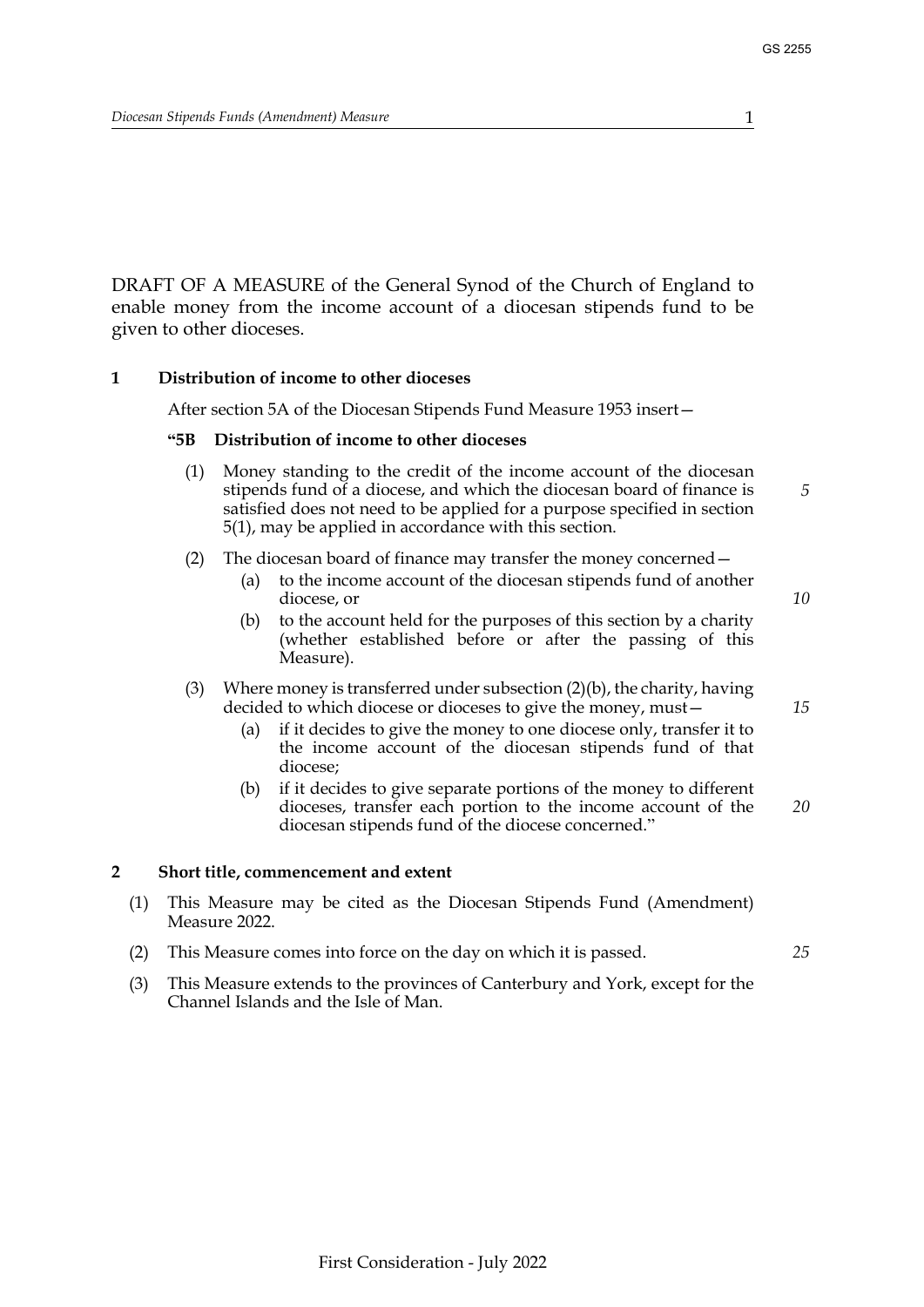DRAFT OF A MEASURE of the General Synod of the Church of England to enable money from the income account of a diocesan stipends fund to be given to other dioceses.

## 1 Distribution of income to other dioceses

After section 5A of the Diocesan Stipends Fund Measure 1953 insert—

### "5B Distribution of income to other dioceses

(1) Money standing to the credit of the income account of the diocesan stipends fund of a diocese, and which the diocesan board of finance is satisfied does not need to be applied for a purpose specified in section 5(1), may be applied in accordance with this section.

(2) The diocesan board of finance may transfer the money concerned—

   (a) to the income account of the diocesan stipends fund of another diocese, or

   (b) to the account held for the purposes of this section by a charity (whether established before or after the passing of this Measure).

(3) Where money is transferred under subsection (2)(b), the charity, having decided to which diocese or dioceses to give the money, must—

   (a) if it decides to give the money to one diocese only, transfer it to the income account of the diocesan stipends fund of that diocese;

   (b) if it decides to give separate portions of the money to different dioceses, transfer each portion to the income account of the diocesan stipends fund of the diocese concerned."

## 2 Short title, commencement and extent

(1) This Measure may be cited as the Diocesan Stipends Fund (Amendment) Measure 2022.

(2) This Measure comes into force on the day on which it is passed.

(3) This Measure extends to the provinces of Canterbury and York, except for the Channel Islands and the Isle of Man.